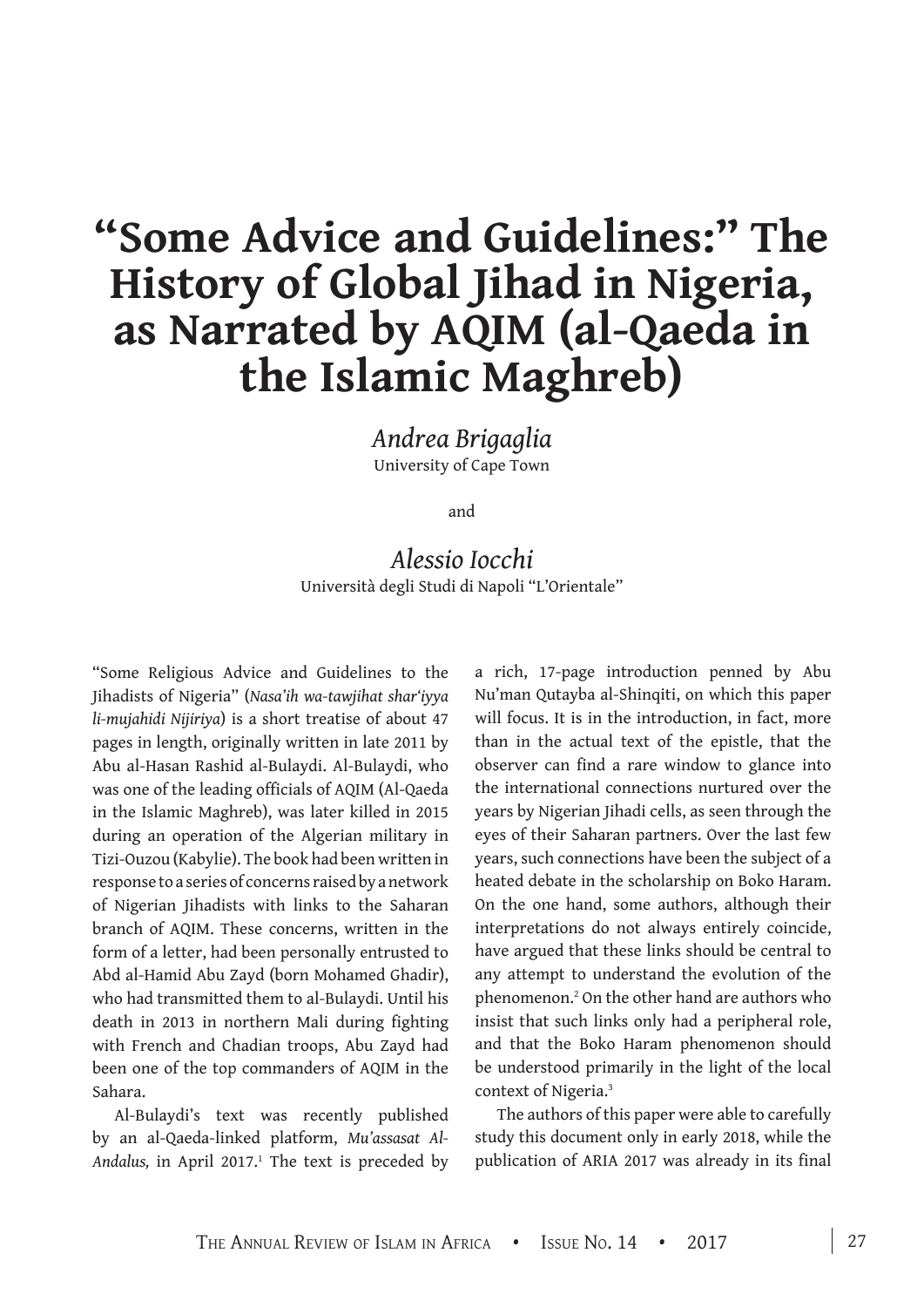# "Some Advice and Guidelines:" The History of Global Jihad in Nigeria, as Narrated by AQIM (al-Qaeda in the Islamic Maghreb)

*Andrea Brigaglia*
University of Cape Town

and

*Alessio Iocchi*
Università degli Studi di Napoli "L'Orientale"

"Some Religious Advice and Guidelines to the Jihadists of Nigeria" (*Nasa'ih wa-tawjihat shar'iyya li-mujahidi Nijiriya*) is a short treatise of about 47 pages in length, originally written in late 2011 by Abu al-Hasan Rashid al-Bulaydi. Al-Bulaydi, who was one of the leading officials of AQIM (Al-Qaeda in the Islamic Maghreb), was later killed in 2015 during an operation of the Algerian military in Tizi-Ouzou (Kabylie). The book had been written in response to a series of concerns raised by a network of Nigerian Jihadists with links to the Saharan branch of AQIM. These concerns, written in the form of a letter, had been personally entrusted to Abd al-Hamid Abu Zayd (born Mohamed Ghadir), who had transmitted them to al-Bulaydi. Until his death in 2013 in northern Mali during fighting with French and Chadian troops, Abu Zayd had been one of the top commanders of AQIM in the Sahara.

Al-Bulaydi's text was recently published by an al-Qaeda-linked platform, *Mu'assasat Al-Andalus,* in April 2017.[1] The text is preceded by a rich, 17-page introduction penned by Abu Nu'man Qutayba al-Shinqiti, on which this paper will focus. It is in the introduction, in fact, more than in the actual text of the epistle, that the observer can find a rare window to glance into the international connections nurtured over the years by Nigerian Jihadi cells, as seen through the eyes of their Saharan partners. Over the last few years, such connections have been the subject of a heated debate in the scholarship on Boko Haram. On the one hand, some authors, although their interpretations do not always entirely coincide, have argued that these links should be central to any attempt to understand the evolution of the phenomenon.[2] On the other hand are authors who insist that such links only had a peripheral role, and that the Boko Haram phenomenon should be understood primarily in the light of the local context of Nigeria.[3]

The authors of this paper were able to carefully study this document only in early 2018, while the publication of ARIA 2017 was already in its final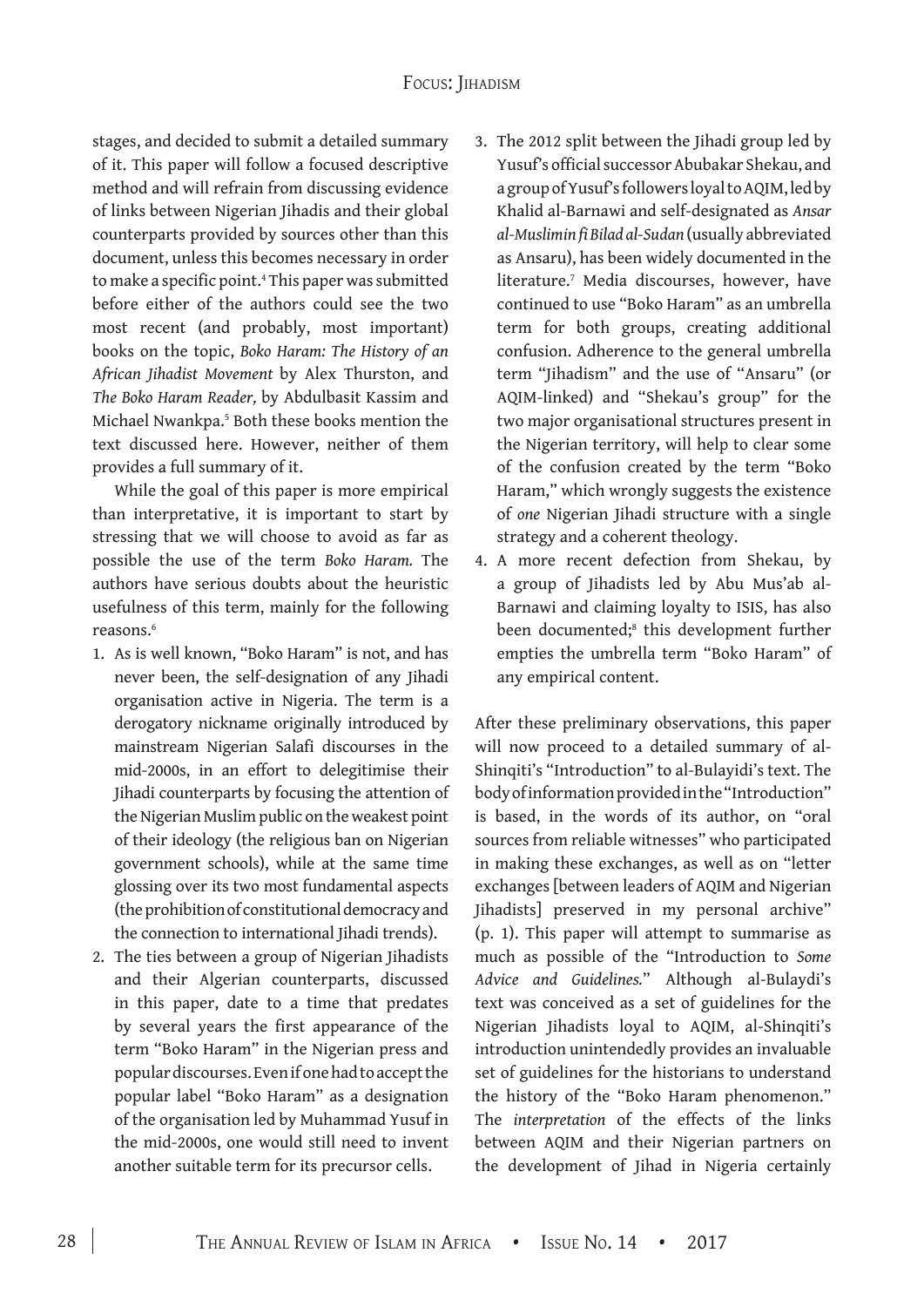stages, and decided to submit a detailed summary of it. This paper will follow a focused descriptive method and will refrain from discussing evidence of links between Nigerian Jihadis and their global counterparts provided by sources other than this document, unless this becomes necessary in order to make a specific point.[4] This paper was submitted before either of the authors could see the two most recent (and probably, most important) books on the topic, *Boko Haram: The History of an African Jihadist Movement* by Alex Thurston, and *The Boko Haram Reader,* by Abdulbasit Kassim and Michael Nwankpa.[5] Both these books mention the text discussed here. However, neither of them provides a full summary of it.

While the goal of this paper is more empirical than interpretative, it is important to start by stressing that we will choose to avoid as far as possible the use of the term *Boko Haram.* The authors have serious doubts about the heuristic usefulness of this term, mainly for the following reasons.[6]

1. As is well known, "Boko Haram" is not, and has never been, the self-designation of any Jihadi organisation active in Nigeria. The term is a derogatory nickname originally introduced by mainstream Nigerian Salafi discourses in the mid-2000s, in an effort to delegitimise their Jihadi counterparts by focusing the attention of the Nigerian Muslim public on the weakest point of their ideology (the religious ban on Nigerian government schools), while at the same time glossing over its two most fundamental aspects (the prohibition of constitutional democracy and the connection to international Jihadi trends).
2. The ties between a group of Nigerian Jihadists and their Algerian counterparts, discussed in this paper, date to a time that predates by several years the first appearance of the term "Boko Haram" in the Nigerian press and popular discourses. Even if one had to accept the popular label "Boko Haram" as a designation of the organisation led by Muhammad Yusuf in the mid-2000s, one would still need to invent another suitable term for its precursor cells.
3. The 2012 split between the Jihadi group led by Yusuf's official successor Abubakar Shekau, and a group of Yusuf's followers loyal to AQIM, led by Khalid al-Barnawi and self-designated as *Ansar al-Muslimin fi Bilad al-Sudan* (usually abbreviated as Ansaru), has been widely documented in the literature.[7] Media discourses, however, have continued to use "Boko Haram" as an umbrella term for both groups, creating additional confusion. Adherence to the general umbrella term "Jihadism" and the use of "Ansaru" (or AQIM-linked) and "Shekau's group" for the two major organisational structures present in the Nigerian territory, will help to clear some of the confusion created by the term "Boko Haram," which wrongly suggests the existence of *one* Nigerian Jihadi structure with a single strategy and a coherent theology.
4. A more recent defection from Shekau, by a group of Jihadists led by Abu Mus'ab al-Barnawi and claiming loyalty to ISIS, has also been documented;[8] this development further empties the umbrella term "Boko Haram" of any empirical content.

After these preliminary observations, this paper will now proceed to a detailed summary of al-Shinqiti's "Introduction" to al-Bulayidi's text. The body of information provided in the "Introduction" is based, in the words of its author, on "oral sources from reliable witnesses" who participated in making these exchanges, as well as on "letter exchanges [between leaders of AQIM and Nigerian Jihadists] preserved in my personal archive" (p. 1). This paper will attempt to summarise as much as possible of the "Introduction to *Some Advice and Guidelines.*" Although al-Bulaydi's text was conceived as a set of guidelines for the Nigerian Jihadists loyal to AQIM, al-Shinqiti's introduction unintendedly provides an invaluable set of guidelines for the historians to understand the history of the "Boko Haram phenomenon." The *interpretation* of the effects of the links between AQIM and their Nigerian partners on the development of Jihad in Nigeria certainly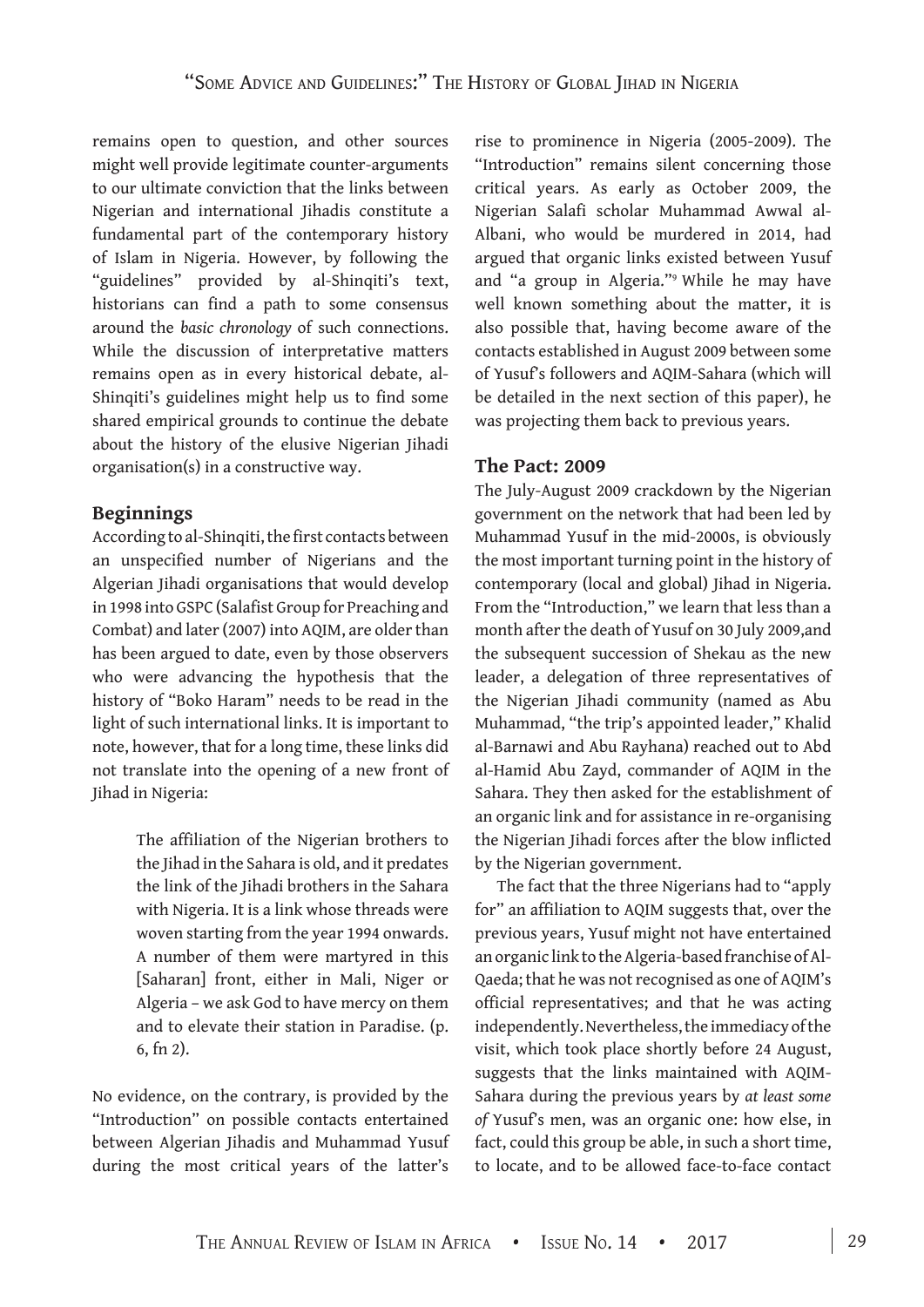remains open to question, and other sources might well provide legitimate counter-arguments to our ultimate conviction that the links between Nigerian and international Jihadis constitute a fundamental part of the contemporary history of Islam in Nigeria. However, by following the "guidelines" provided by al-Shinqiti's text, historians can find a path to some consensus around the *basic chronology* of such connections. While the discussion of interpretative matters remains open as in every historical debate, al-Shinqiti's guidelines might help us to find some shared empirical grounds to continue the debate about the history of the elusive Nigerian Jihadi organisation(s) in a constructive way.

## Beginnings

According to al-Shinqiti, the first contacts between an unspecified number of Nigerians and the Algerian Jihadi organisations that would develop in 1998 into GSPC (Salafist Group for Preaching and Combat) and later (2007) into AQIM, are older than has been argued to date, even by those observers who were advancing the hypothesis that the history of "Boko Haram" needs to be read in the light of such international links. It is important to note, however, that for a long time, these links did not translate into the opening of a new front of Jihad in Nigeria:

> The affiliation of the Nigerian brothers to the Jihad in the Sahara is old, and it predates the link of the Jihadi brothers in the Sahara with Nigeria. It is a link whose threads were woven starting from the year 1994 onwards. A number of them were martyred in this [Saharan] front, either in Mali, Niger or Algeria – we ask God to have mercy on them and to elevate their station in Paradise. (p. 6, fn 2).

No evidence, on the contrary, is provided by the "Introduction" on possible contacts entertained between Algerian Jihadis and Muhammad Yusuf during the most critical years of the latter's rise to prominence in Nigeria (2005-2009). The "Introduction" remains silent concerning those critical years. As early as October 2009, the Nigerian Salafi scholar Muhammad Awwal al-Albani, who would be murdered in 2014, had argued that organic links existed between Yusuf and "a group in Algeria."[9] While he may have well known something about the matter, it is also possible that, having become aware of the contacts established in August 2009 between some of Yusuf's followers and AQIM-Sahara (which will be detailed in the next section of this paper), he was projecting them back to previous years.

## The Pact: 2009

The July-August 2009 crackdown by the Nigerian government on the network that had been led by Muhammad Yusuf in the mid-2000s, is obviously the most important turning point in the history of contemporary (local and global) Jihad in Nigeria. From the "Introduction," we learn that less than a month after the death of Yusuf on 30 July 2009,and the subsequent succession of Shekau as the new leader, a delegation of three representatives of the Nigerian Jihadi community (named as Abu Muhammad, "the trip's appointed leader," Khalid al-Barnawi and Abu Rayhana) reached out to Abd al-Hamid Abu Zayd, commander of AQIM in the Sahara. They then asked for the establishment of an organic link and for assistance in re-organising the Nigerian Jihadi forces after the blow inflicted by the Nigerian government.

The fact that the three Nigerians had to "apply for" an affiliation to AQIM suggests that, over the previous years, Yusuf might not have entertained an organic link to the Algeria-based franchise of Al-Qaeda; that he was not recognised as one of AQIM's official representatives; and that he was acting independently. Nevertheless, the immediacy of the visit, which took place shortly before 24 August, suggests that the links maintained with AQIM-Sahara during the previous years by *at least some of* Yusuf's men, was an organic one: how else, in fact, could this group be able, in such a short time, to locate, and to be allowed face-to-face contact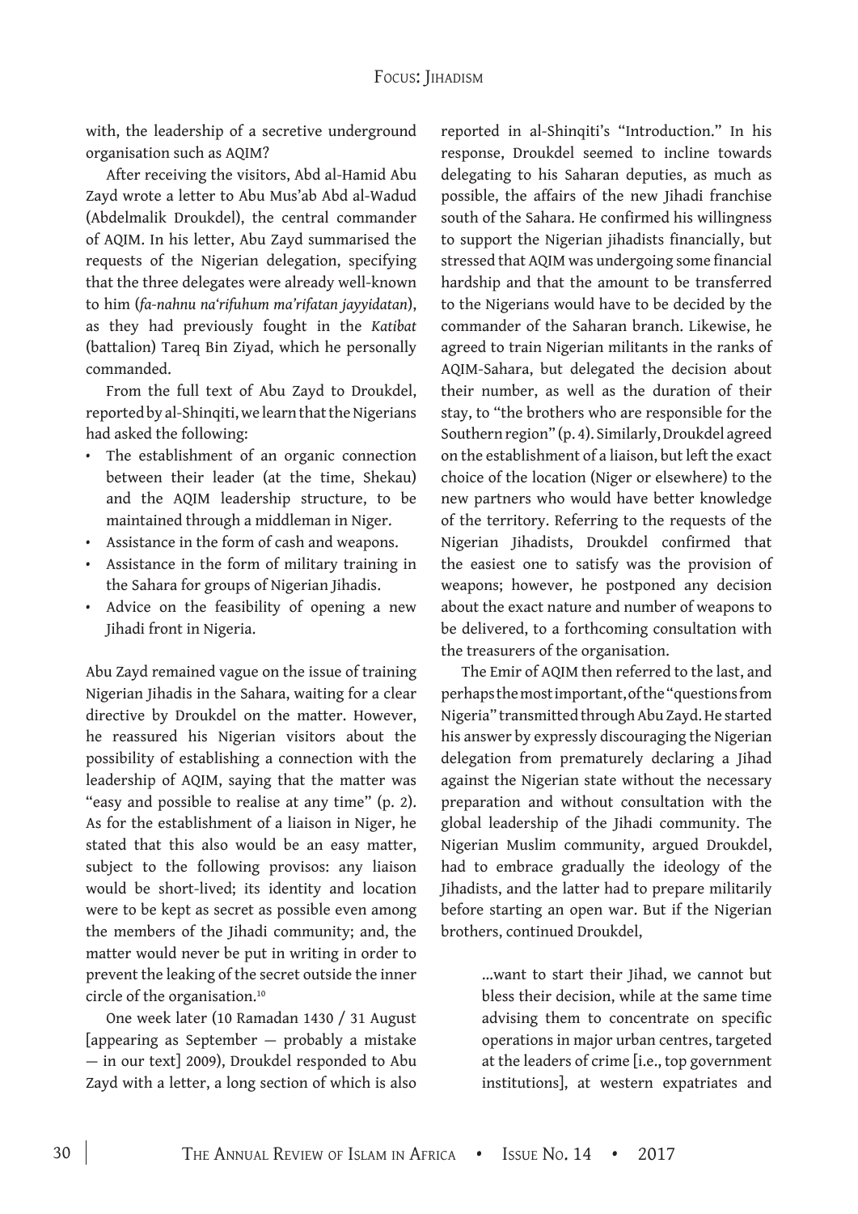with, the leadership of a secretive underground organisation such as AQIM?

After receiving the visitors, Abd al-Hamid Abu Zayd wrote a letter to Abu Mus'ab Abd al-Wadud (Abdelmalik Droukdel), the central commander of AQIM. In his letter, Abu Zayd summarised the requests of the Nigerian delegation, specifying that the three delegates were already well-known to him (*fa-nahnu na'rifuhum ma'rifatan jayyidatan*), as they had previously fought in the *Katibat* (battalion) Tareq Bin Ziyad, which he personally commanded.

From the full text of Abu Zayd to Droukdel, reported by al-Shinqiti, we learn that the Nigerians had asked the following:

- The establishment of an organic connection between their leader (at the time, Shekau) and the AQIM leadership structure, to be maintained through a middleman in Niger.
- Assistance in the form of cash and weapons.
- Assistance in the form of military training in the Sahara for groups of Nigerian Jihadis.
- Advice on the feasibility of opening a new Jihadi front in Nigeria.

Abu Zayd remained vague on the issue of training Nigerian Jihadis in the Sahara, waiting for a clear directive by Droukdel on the matter. However, he reassured his Nigerian visitors about the possibility of establishing a connection with the leadership of AQIM, saying that the matter was "easy and possible to realise at any time" (p. 2). As for the establishment of a liaison in Niger, he stated that this also would be an easy matter, subject to the following provisos: any liaison would be short-lived; its identity and location were to be kept as secret as possible even among the members of the Jihadi community; and, the matter would never be put in writing in order to prevent the leaking of the secret outside the inner circle of the organisation.[10]

One week later (10 Ramadan 1430 / 31 August [appearing as September — probably a mistake — in our text] 2009), Droukdel responded to Abu Zayd with a letter, a long section of which is also reported in al-Shinqiti's "Introduction." In his response, Droukdel seemed to incline towards delegating to his Saharan deputies, as much as possible, the affairs of the new Jihadi franchise south of the Sahara. He confirmed his willingness to support the Nigerian jihadists financially, but stressed that AQIM was undergoing some financial hardship and that the amount to be transferred to the Nigerians would have to be decided by the commander of the Saharan branch. Likewise, he agreed to train Nigerian militants in the ranks of AQIM-Sahara, but delegated the decision about their number, as well as the duration of their stay, to "the brothers who are responsible for the Southern region" (p. 4). Similarly, Droukdel agreed on the establishment of a liaison, but left the exact choice of the location (Niger or elsewhere) to the new partners who would have better knowledge of the territory. Referring to the requests of the Nigerian Jihadists, Droukdel confirmed that the easiest one to satisfy was the provision of weapons; however, he postponed any decision about the exact nature and number of weapons to be delivered, to a forthcoming consultation with the treasurers of the organisation.

The Emir of AQIM then referred to the last, and perhaps the most important, of the "questions from Nigeria" transmitted through Abu Zayd. He started his answer by expressly discouraging the Nigerian delegation from prematurely declaring a Jihad against the Nigerian state without the necessary preparation and without consultation with the global leadership of the Jihadi community. The Nigerian Muslim community, argued Droukdel, had to embrace gradually the ideology of the Jihadists, and the latter had to prepare militarily before starting an open war. But if the Nigerian brothers, continued Droukdel,

> ...want to start their Jihad, we cannot but bless their decision, while at the same time advising them to concentrate on specific operations in major urban centres, targeted at the leaders of crime [i.e., top government institutions], at western expatriates and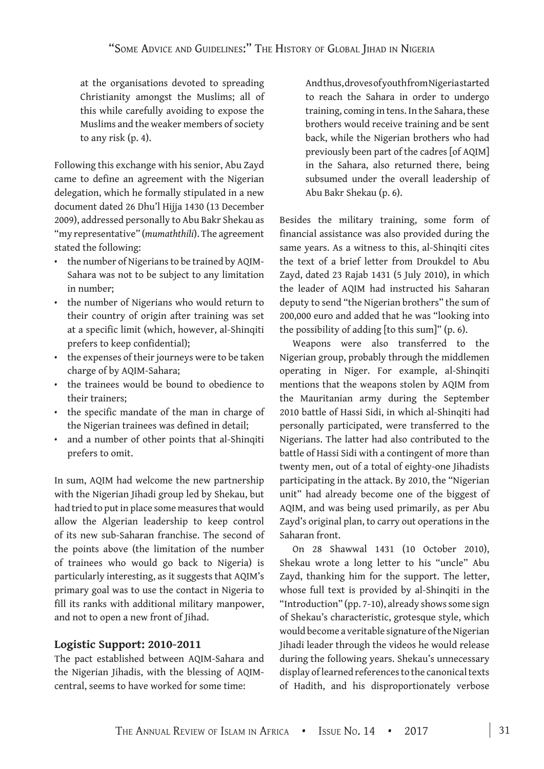> at the organisations devoted to spreading Christianity amongst the Muslims; all of this while carefully avoiding to expose the Muslims and the weaker members of society to any risk (p. 4).

Following this exchange with his senior, Abu Zayd came to define an agreement with the Nigerian delegation, which he formally stipulated in a new document dated 26 Dhu'l Hijja 1430 (13 December 2009), addressed personally to Abu Bakr Shekau as "my representative" (*mumaththili*). The agreement stated the following:

- the number of Nigerians to be trained by AQIM-Sahara was not to be subject to any limitation in number;
- the number of Nigerians who would return to their country of origin after training was set at a specific limit (which, however, al-Shinqiti prefers to keep confidential);
- the expenses of their journeys were to be taken charge of by AQIM-Sahara;
- the trainees would be bound to obedience to their trainers;
- the specific mandate of the man in charge of the Nigerian trainees was defined in detail;
- and a number of other points that al-Shinqiti prefers to omit.

In sum, AQIM had welcome the new partnership with the Nigerian Jihadi group led by Shekau, but had tried to put in place some measures that would allow the Algerian leadership to keep control of its new sub-Saharan franchise. The second of the points above (the limitation of the number of trainees who would go back to Nigeria) is particularly interesting, as it suggests that AQIM's primary goal was to use the contact in Nigeria to fill its ranks with additional military manpower, and not to open a new front of Jihad.

### Logistic Support: 2010-2011

The pact established between AQIM-Sahara and the Nigerian Jihadis, with the blessing of AQIM-central, seems to have worked for some time:

> And thus, droves of youth from Nigeria started to reach the Sahara in order to undergo training, coming in tens. In the Sahara, these brothers would receive training and be sent back, while the Nigerian brothers who had previously been part of the cadres [of AQIM] in the Sahara, also returned there, being subsumed under the overall leadership of Abu Bakr Shekau (p. 6).

Besides the military training, some form of financial assistance was also provided during the same years. As a witness to this, al-Shinqiti cites the text of a brief letter from Droukdel to Abu Zayd, dated 23 Rajab 1431 (5 July 2010), in which the leader of AQIM had instructed his Saharan deputy to send "the Nigerian brothers" the sum of 200,000 euro and added that he was "looking into the possibility of adding [to this sum]" (p. 6).

Weapons were also transferred to the Nigerian group, probably through the middlemen operating in Niger. For example, al-Shinqiti mentions that the weapons stolen by AQIM from the Mauritanian army during the September 2010 battle of Hassi Sidi, in which al-Shinqiti had personally participated, were transferred to the Nigerians. The latter had also contributed to the battle of Hassi Sidi with a contingent of more than twenty men, out of a total of eighty-one Jihadists participating in the attack. By 2010, the "Nigerian unit" had already become one of the biggest of AQIM, and was being used primarily, as per Abu Zayd's original plan, to carry out operations in the Saharan front.

On 28 Shawwal 1431 (10 October 2010), Shekau wrote a long letter to his "uncle" Abu Zayd, thanking him for the support. The letter, whose full text is provided by al-Shinqiti in the "Introduction" (pp. 7-10), already shows some sign of Shekau's characteristic, grotesque style, which would become a veritable signature of the Nigerian Jihadi leader through the videos he would release during the following years. Shekau's unnecessary display of learned references to the canonical texts of Hadith, and his disproportionately verbose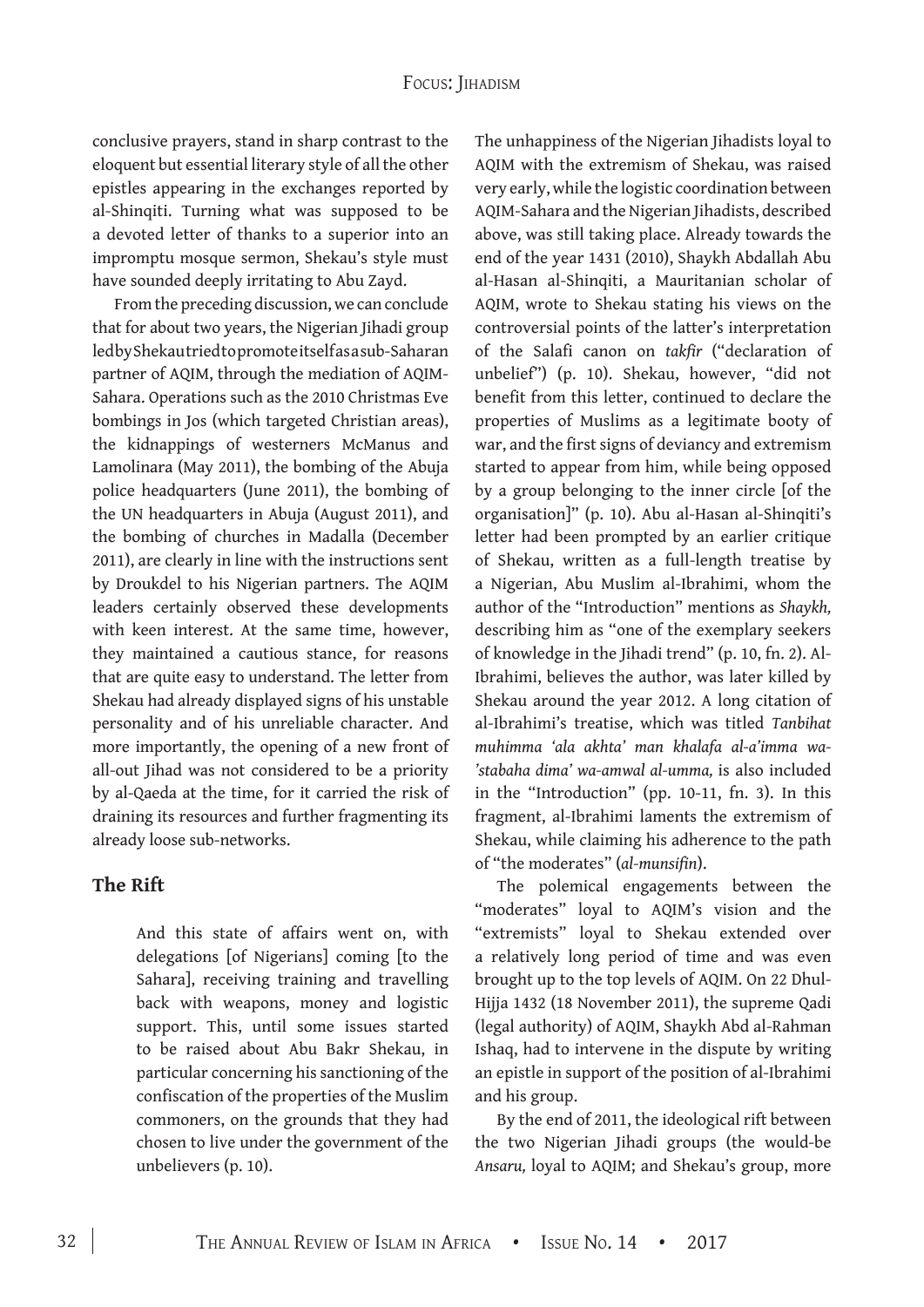conclusive prayers, stand in sharp contrast to the eloquent but essential literary style of all the other epistles appearing in the exchanges reported by al-Shinqiti. Turning what was supposed to be a devoted letter of thanks to a superior into an impromptu mosque sermon, Shekau's style must have sounded deeply irritating to Abu Zayd.

From the preceding discussion, we can conclude that for about two years, the Nigerian Jihadi group led by Shekau tried to promote itself as a sub-Saharan partner of AQIM, through the mediation of AQIM-Sahara. Operations such as the 2010 Christmas Eve bombings in Jos (which targeted Christian areas), the kidnappings of westerners McManus and Lamolinara (May 2011), the bombing of the Abuja police headquarters (June 2011), the bombing of the UN headquarters in Abuja (August 2011), and the bombing of churches in Madalla (December 2011), are clearly in line with the instructions sent by Droukdel to his Nigerian partners. The AQIM leaders certainly observed these developments with keen interest. At the same time, however, they maintained a cautious stance, for reasons that are quite easy to understand. The letter from Shekau had already displayed signs of his unstable personality and of his unreliable character. And more importantly, the opening of a new front of all-out Jihad was not considered to be a priority by al-Qaeda at the time, for it carried the risk of draining its resources and further fragmenting its already loose sub-networks.

## The Rift

> And this state of affairs went on, with delegations [of Nigerians] coming [to the Sahara], receiving training and travelling back with weapons, money and logistic support. This, until some issues started to be raised about Abu Bakr Shekau, in particular concerning his sanctioning of the confiscation of the properties of the Muslim commoners, on the grounds that they had chosen to live under the government of the unbelievers (p. 10).

The unhappiness of the Nigerian Jihadists loyal to AQIM with the extremism of Shekau, was raised very early, while the logistic coordination between AQIM-Sahara and the Nigerian Jihadists, described above, was still taking place. Already towards the end of the year 1431 (2010), Shaykh Abdallah Abu al-Hasan al-Shinqiti, a Mauritanian scholar of AQIM, wrote to Shekau stating his views on the controversial points of the latter's interpretation of the Salafi canon on *takfir* ("declaration of unbelief") (p. 10). Shekau, however, "did not benefit from this letter, continued to declare the properties of Muslims as a legitimate booty of war, and the first signs of deviancy and extremism started to appear from him, while being opposed by a group belonging to the inner circle [of the organisation]" (p. 10). Abu al-Hasan al-Shinqiti's letter had been prompted by an earlier critique of Shekau, written as a full-length treatise by a Nigerian, Abu Muslim al-Ibrahimi, whom the author of the "Introduction" mentions as *Shaykh,* describing him as "one of the exemplary seekers of knowledge in the Jihadi trend" (p. 10, fn. 2). Al-Ibrahimi, believes the author, was later killed by Shekau around the year 2012. A long citation of al-Ibrahimi's treatise, which was titled *Tanbihat muhimma 'ala akhta' man khalafa al-a'imma wa-'stabaha dima' wa-amwal al-umma,* is also included in the "Introduction" (pp. 10-11, fn. 3). In this fragment, al-Ibrahimi laments the extremism of Shekau, while claiming his adherence to the path of "the moderates" (*al-munsifin*).

The polemical engagements between the "moderates" loyal to AQIM's vision and the "extremists" loyal to Shekau extended over a relatively long period of time and was even brought up to the top levels of AQIM. On 22 Dhul-Hijja 1432 (18 November 2011), the supreme Qadi (legal authority) of AQIM, Shaykh Abd al-Rahman Ishaq, had to intervene in the dispute by writing an epistle in support of the position of al-Ibrahimi and his group.

By the end of 2011, the ideological rift between the two Nigerian Jihadi groups (the would-be *Ansaru,* loyal to AQIM; and Shekau's group, more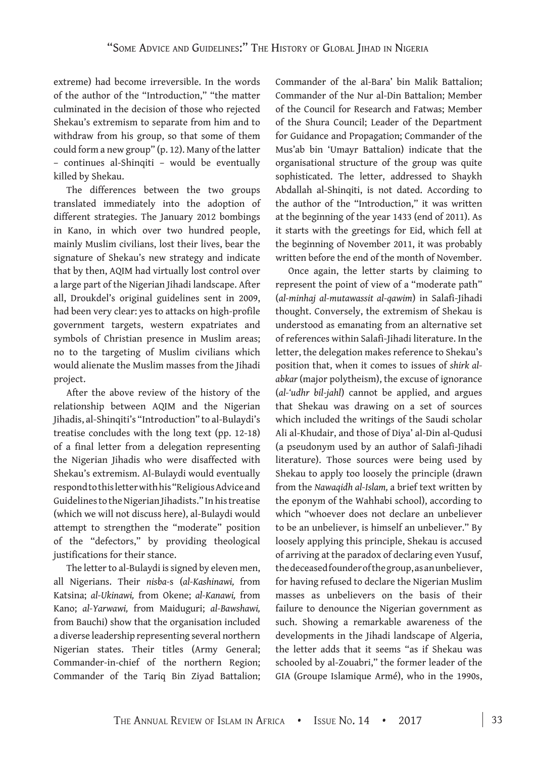extreme) had become irreversible. In the words of the author of the "Introduction," "the matter culminated in the decision of those who rejected Shekau's extremism to separate from him and to withdraw from his group, so that some of them could form a new group" (p. 12). Many of the latter – continues al-Shinqiti – would be eventually killed by Shekau.

The differences between the two groups translated immediately into the adoption of different strategies. The January 2012 bombings in Kano, in which over two hundred people, mainly Muslim civilians, lost their lives, bear the signature of Shekau's new strategy and indicate that by then, AQIM had virtually lost control over a large part of the Nigerian Jihadi landscape. After all, Droukdel's original guidelines sent in 2009, had been very clear: yes to attacks on high-profile government targets, western expatriates and symbols of Christian presence in Muslim areas; no to the targeting of Muslim civilians which would alienate the Muslim masses from the Jihadi project.

After the above review of the history of the relationship between AQIM and the Nigerian Jihadis, al-Shinqiti's "Introduction" to al-Bulaydi's treatise concludes with the long text (pp. 12-18) of a final letter from a delegation representing the Nigerian Jihadis who were disaffected with Shekau's extremism. Al-Bulaydi would eventually respond to this letter with his "Religious Advice and Guidelines to the Nigerian Jihadists." In his treatise (which we will not discuss here), al-Bulaydi would attempt to strengthen the "moderate" position of the "defectors," by providing theological justifications for their stance.

The letter to al-Bulaydi is signed by eleven men, all Nigerians. Their *nisba*-s (*al-Kashinawi,* from Katsina; *al-Ukinawi,* from Okene; *al-Kanawi,* from Kano; *al-Yarwawi,* from Maiduguri; *al-Bawshawi,* from Bauchi) show that the organisation included a diverse leadership representing several northern Nigerian states. Their titles (Army General; Commander-in-chief of the northern Region; Commander of the Tariq Bin Ziyad Battalion; Commander of the al-Bara' bin Malik Battalion; Commander of the Nur al-Din Battalion; Member of the Council for Research and Fatwas; Member of the Shura Council; Leader of the Department for Guidance and Propagation; Commander of the Mus'ab bin 'Umayr Battalion) indicate that the organisational structure of the group was quite sophisticated. The letter, addressed to Shaykh Abdallah al-Shinqiti, is not dated. According to the author of the "Introduction," it was written at the beginning of the year 1433 (end of 2011). As it starts with the greetings for Eid, which fell at the beginning of November 2011, it was probably written before the end of the month of November.

Once again, the letter starts by claiming to represent the point of view of a "moderate path" (*al-minhaj al-mutawassit al-qawim*) in Salafi-Jihadi thought. Conversely, the extremism of Shekau is understood as emanating from an alternative set of references within Salafi-Jihadi literature. In the letter, the delegation makes reference to Shekau's position that, when it comes to issues of *shirk al-abkar* (major polytheism), the excuse of ignorance (*al-'udhr bil-jahl*) cannot be applied, and argues that Shekau was drawing on a set of sources which included the writings of the Saudi scholar Ali al-Khudair, and those of Diya' al-Din al-Qudusi (a pseudonym used by an author of Salafi-Jihadi literature). Those sources were being used by Shekau to apply too loosely the principle (drawn from the *Nawaqidh al-Islam,* a brief text written by the eponym of the Wahhabi school), according to which "whoever does not declare an unbeliever to be an unbeliever, is himself an unbeliever." By loosely applying this principle, Shekau is accused of arriving at the paradox of declaring even Yusuf, the deceased founder of the group, as an unbeliever, for having refused to declare the Nigerian Muslim masses as unbelievers on the basis of their failure to denounce the Nigerian government as such. Showing a remarkable awareness of the developments in the Jihadi landscape of Algeria, the letter adds that it seems "as if Shekau was schooled by al-Zouabri," the former leader of the GIA (Groupe Islamique Armé), who in the 1990s,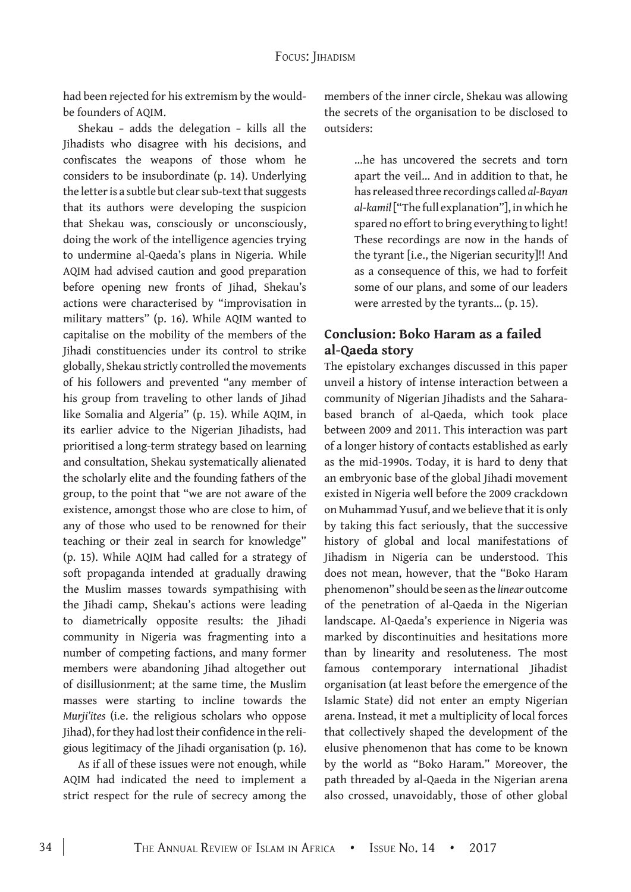had been rejected for his extremism by the would-be founders of AQIM.

Shekau – adds the delegation – kills all the Jihadists who disagree with his decisions, and confiscates the weapons of those whom he considers to be insubordinate (p. 14). Underlying the letter is a subtle but clear sub-text that suggests that its authors were developing the suspicion that Shekau was, consciously or unconsciously, doing the work of the intelligence agencies trying to undermine al-Qaeda's plans in Nigeria. While AQIM had advised caution and good preparation before opening new fronts of Jihad, Shekau's actions were characterised by "improvisation in military matters" (p. 16). While AQIM wanted to capitalise on the mobility of the members of the Jihadi constituencies under its control to strike globally, Shekau strictly controlled the movements of his followers and prevented "any member of his group from traveling to other lands of Jihad like Somalia and Algeria" (p. 15). While AQIM, in its earlier advice to the Nigerian Jihadists, had prioritised a long-term strategy based on learning and consultation, Shekau systematically alienated the scholarly elite and the founding fathers of the group, to the point that "we are not aware of the existence, amongst those who are close to him, of any of those who used to be renowned for their teaching or their zeal in search for knowledge" (p. 15). While AQIM had called for a strategy of soft propaganda intended at gradually drawing the Muslim masses towards sympathising with the Jihadi camp, Shekau's actions were leading to diametrically opposite results: the Jihadi community in Nigeria was fragmenting into a number of competing factions, and many former members were abandoning Jihad altogether out of disillusionment; at the same time, the Muslim masses were starting to incline towards the *Murji'ites* (i.e. the religious scholars who oppose Jihad), for they had lost their confidence in the religious legitimacy of the Jihadi organisation (p. 16).

As if all of these issues were not enough, while AQIM had indicated the need to implement a strict respect for the rule of secrecy among the members of the inner circle, Shekau was allowing the secrets of the organisation to be disclosed to outsiders:

> ...he has uncovered the secrets and torn apart the veil... And in addition to that, he has released three recordings called *al-Bayan al-kamil* ["The full explanation"], in which he spared no effort to bring everything to light! These recordings are now in the hands of the tyrant [i.e., the Nigerian security]!! And as a consequence of this, we had to forfeit some of our plans, and some of our leaders were arrested by the tyrants... (p. 15).

## Conclusion: Boko Haram as a failed al-Qaeda story

The epistolary exchanges discussed in this paper unveil a history of intense interaction between a community of Nigerian Jihadists and the Sahara-based branch of al-Qaeda, which took place between 2009 and 2011. This interaction was part of a longer history of contacts established as early as the mid-1990s. Today, it is hard to deny that an embryonic base of the global Jihadi movement existed in Nigeria well before the 2009 crackdown on Muhammad Yusuf, and we believe that it is only by taking this fact seriously, that the successive history of global and local manifestations of Jihadism in Nigeria can be understood. This does not mean, however, that the "Boko Haram phenomenon" should be seen as the *linear* outcome of the penetration of al-Qaeda in the Nigerian landscape. Al-Qaeda's experience in Nigeria was marked by discontinuities and hesitations more than by linearity and resoluteness. The most famous contemporary international Jihadist organisation (at least before the emergence of the Islamic State) did not enter an empty Nigerian arena. Instead, it met a multiplicity of local forces that collectively shaped the development of the elusive phenomenon that has come to be known by the world as "Boko Haram." Moreover, the path threaded by al-Qaeda in the Nigerian arena also crossed, unavoidably, those of other global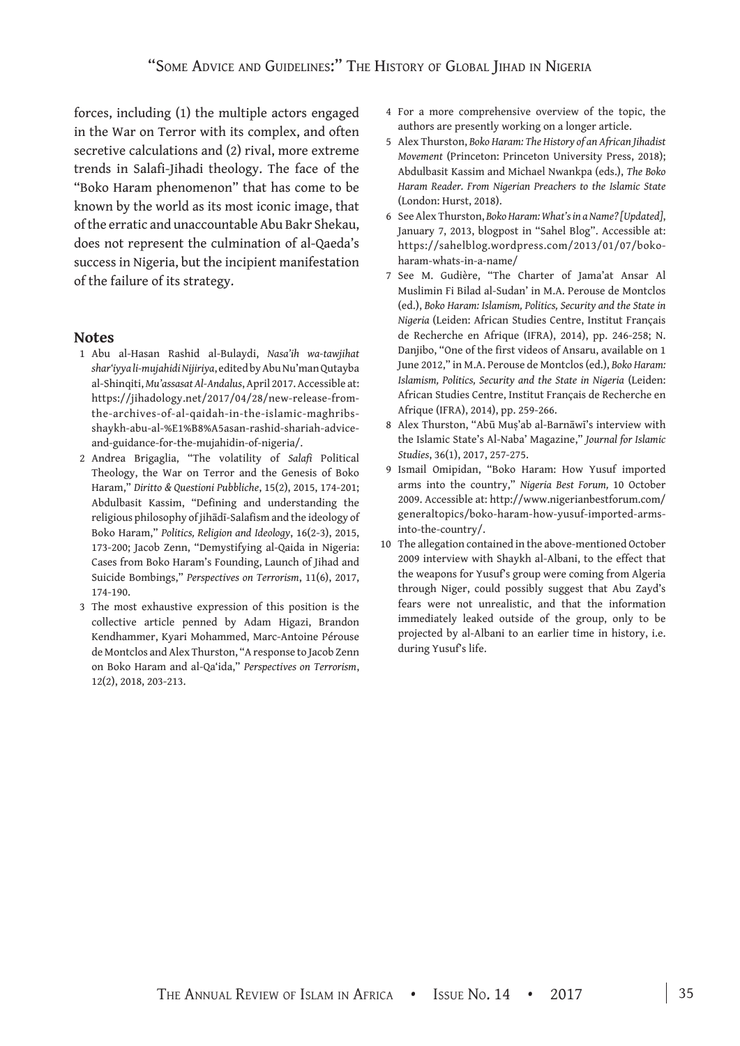forces, including (1) the multiple actors engaged in the War on Terror with its complex, and often secretive calculations and (2) rival, more extreme trends in Salafi-Jihadi theology. The face of the "Boko Haram phenomenon" that has come to be known by the world as its most iconic image, that of the erratic and unaccountable Abu Bakr Shekau, does not represent the culmination of al-Qaeda's success in Nigeria, but the incipient manifestation of the failure of its strategy.

## Notes

1. Abu al-Hasan Rashid al-Bulaydi, *Nasa'ih wa-tawjihat shar'iyya li-mujahidi Nijiriya*, edited by Abu Nu'man Qutayba al-Shinqiti, *Mu'assasat Al-Andalus*, April 2017. Accessible at: https://jihadology.net/2017/04/28/new-release-from-the-archives-of-al-qaidah-in-the-islamic-maghribs-shaykh-abu-al-%E1%B8%A5asan-rashid-shariah-advice-and-guidance-for-the-mujahidin-of-nigeria/.
2. Andrea Brigaglia, "The volatility of *Salafi* Political Theology, the War on Terror and the Genesis of Boko Haram," *Diritto & Questioni Pubbliche*, 15(2), 2015, 174-201; Abdulbasit Kassim, "Defining and understanding the religious philosophy of jihādī-Salafism and the ideology of Boko Haram," *Politics, Religion and Ideology*, 16(2-3), 2015, 173-200; Jacob Zenn, "Demystifying al-Qaida in Nigeria: Cases from Boko Haram's Founding, Launch of Jihad and Suicide Bombings," *Perspectives on Terrorism*, 11(6), 2017, 174-190.
3. The most exhaustive expression of this position is the collective article penned by Adam Higazi, Brandon Kendhammer, Kyari Mohammed, Marc-Antoine Pérouse de Montclos and Alex Thurston, "A response to Jacob Zenn on Boko Haram and al-Qa'ida," *Perspectives on Terrorism*, 12(2), 2018, 203-213.
4. For a more comprehensive overview of the topic, the authors are presently working on a longer article.
5. Alex Thurston, *Boko Haram: The History of an African Jihadist Movement* (Princeton: Princeton University Press, 2018); Abdulbasit Kassim and Michael Nwankpa (eds.), *The Boko Haram Reader. From Nigerian Preachers to the Islamic State* (London: Hurst, 2018).
6. See Alex Thurston, *Boko Haram: What's in a Name? [Updated]*, January 7, 2013, blogpost in "Sahel Blog". Accessible at: https://sahelblog.wordpress.com/2013/01/07/boko-haram-whats-in-a-name/
7. See M. Gudière, "The Charter of Jama'at Ansar Al Muslimin Fi Bilad al-Sudan' in M.A. Perouse de Montclos (ed.), *Boko Haram: Islamism, Politics, Security and the State in Nigeria* (Leiden: African Studies Centre, Institut Français de Recherche en Afrique (IFRA), 2014), pp. 246-258; N. Danjibo, "One of the first videos of Ansaru, available on 1 June 2012," in M.A. Perouse de Montclos (ed.), *Boko Haram: Islamism, Politics, Security and the State in Nigeria* (Leiden: African Studies Centre, Institut Français de Recherche en Afrique (IFRA), 2014), pp. 259-266.
8. Alex Thurston, "Abū Muṣ'ab al-Barnāwī's interview with the Islamic State's Al-Naba' Magazine," *Journal for Islamic Studies*, 36(1), 2017, 257-275.
9. Ismail Omipidan, "Boko Haram: How Yusuf imported arms into the country," *Nigeria Best Forum*, 10 October 2009. Accessible at: http://www.nigerianbestforum.com/generaltopics/boko-haram-how-yusuf-imported-arms-into-the-country/.
10. The allegation contained in the above-mentioned October 2009 interview with Shaykh al-Albani, to the effect that the weapons for Yusuf's group were coming from Algeria through Niger, could possibly suggest that Abu Zayd's fears were not unrealistic, and that the information immediately leaked outside of the group, only to be projected by al-Albani to an earlier time in history, i.e. during Yusuf's life.